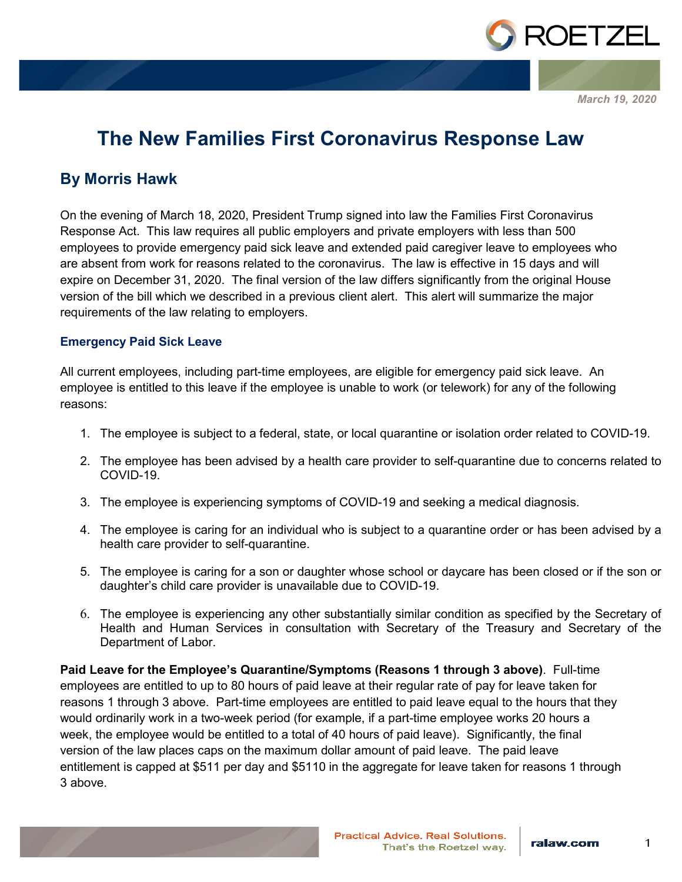March 19, 2020

# The New Families First Coronavirus Response Law

## By Morris Hawk

On the evening of March 18, 2020, President Trump signed into law the Families First Coronavirus Response Act. This law requires all public employers and private employers with less than 500 employees to provide emergency paid sick leave and extended paid caregiver leave to employees who are absent from work for reasons related to the coronavirus. The law is effective in 15 days and will expire on December 31, 2020. The final version of the law differs significantly from the original House version of the bill which we described in a previous client alert. This alert will summarize the major requirements of the law relating to employers.

### Emergency Paid Sick Leave

All current employees, including part-time employees, are eligible for emergency paid sick leave. An employee is entitled to this leave if the employee is unable to work (or telework) for any of the following reasons:

1. The employee is subject to a federal, state, or local quarantine or isolation order related to COVID-19.
2. The employee has been advised by a health care provider to self-quarantine due to concerns related to COVID-19.
3. The employee is experiencing symptoms of COVID-19 and seeking a medical diagnosis.
4. The employee is caring for an individual who is subject to a quarantine order or has been advised by a health care provider to self-quarantine.
5. The employee is caring for a son or daughter whose school or daycare has been closed or if the son or daughter's child care provider is unavailable due to COVID-19.
6. The employee is experiencing any other substantially similar condition as specified by the Secretary of Health and Human Services in consultation with Secretary of the Treasury and Secretary of the Department of Labor.

**Paid Leave for the Employee's Quarantine/Symptoms (Reasons 1 through 3 above)**. Full-time employees are entitled to up to 80 hours of paid leave at their regular rate of pay for leave taken for reasons 1 through 3 above. Part-time employees are entitled to paid leave equal to the hours that they would ordinarily work in a two-week period (for example, if a part-time employee works 20 hours a week, the employee would be entitled to a total of 40 hours of paid leave). Significantly, the final version of the law places caps on the maximum dollar amount of paid leave. The paid leave entitlement is capped at $511 per day and $5110 in the aggregate for leave taken for reasons 1 through 3 above.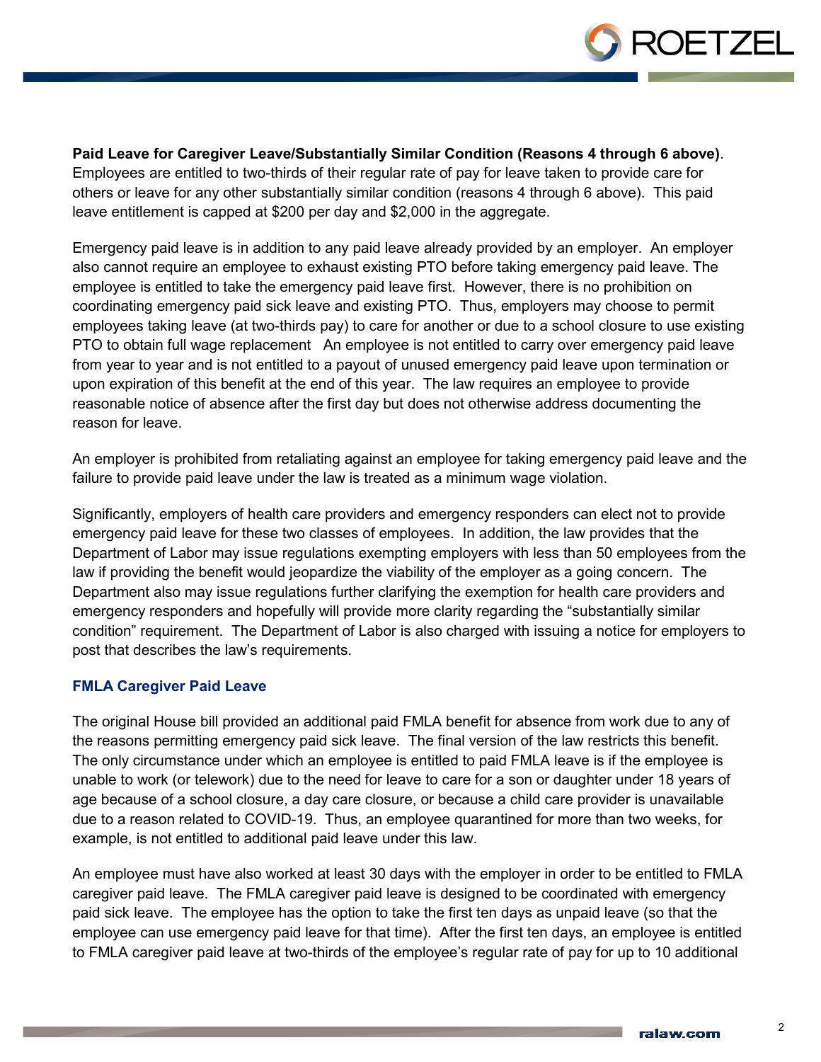**Paid Leave for Caregiver Leave/Substantially Similar Condition (Reasons 4 through 6 above)**. Employees are entitled to two-thirds of their regular rate of pay for leave taken to provide care for others or leave for any other substantially similar condition (reasons 4 through 6 above). This paid leave entitlement is capped at $200 per day and $2,000 in the aggregate.

Emergency paid leave is in addition to any paid leave already provided by an employer. An employer also cannot require an employee to exhaust existing PTO before taking emergency paid leave. The employee is entitled to take the emergency paid leave first. However, there is no prohibition on coordinating emergency paid sick leave and existing PTO. Thus, employers may choose to permit employees taking leave (at two-thirds pay) to care for another or due to a school closure to use existing PTO to obtain full wage replacement An employee is not entitled to carry over emergency paid leave from year to year and is not entitled to a payout of unused emergency paid leave upon termination or upon expiration of this benefit at the end of this year. The law requires an employee to provide reasonable notice of absence after the first day but does not otherwise address documenting the reason for leave.

An employer is prohibited from retaliating against an employee for taking emergency paid leave and the failure to provide paid leave under the law is treated as a minimum wage violation.

Significantly, employers of health care providers and emergency responders can elect not to provide emergency paid leave for these two classes of employees. In addition, the law provides that the Department of Labor may issue regulations exempting employers with less than 50 employees from the law if providing the benefit would jeopardize the viability of the employer as a going concern. The Department also may issue regulations further clarifying the exemption for health care providers and emergency responders and hopefully will provide more clarity regarding the "substantially similar condition" requirement. The Department of Labor is also charged with issuing a notice for employers to post that describes the law's requirements.

### FMLA Caregiver Paid Leave

The original House bill provided an additional paid FMLA benefit for absence from work due to any of the reasons permitting emergency paid sick leave. The final version of the law restricts this benefit. The only circumstance under which an employee is entitled to paid FMLA leave is if the employee is unable to work (or telework) due to the need for leave to care for a son or daughter under 18 years of age because of a school closure, a day care closure, or because a child care provider is unavailable due to a reason related to COVID-19. Thus, an employee quarantined for more than two weeks, for example, is not entitled to additional paid leave under this law.

An employee must have also worked at least 30 days with the employer in order to be entitled to FMLA caregiver paid leave. The FMLA caregiver paid leave is designed to be coordinated with emergency paid sick leave. The employee has the option to take the first ten days as unpaid leave (so that the employee can use emergency paid leave for that time). After the first ten days, an employee is entitled to FMLA caregiver paid leave at two-thirds of the employee's regular rate of pay for up to 10 additional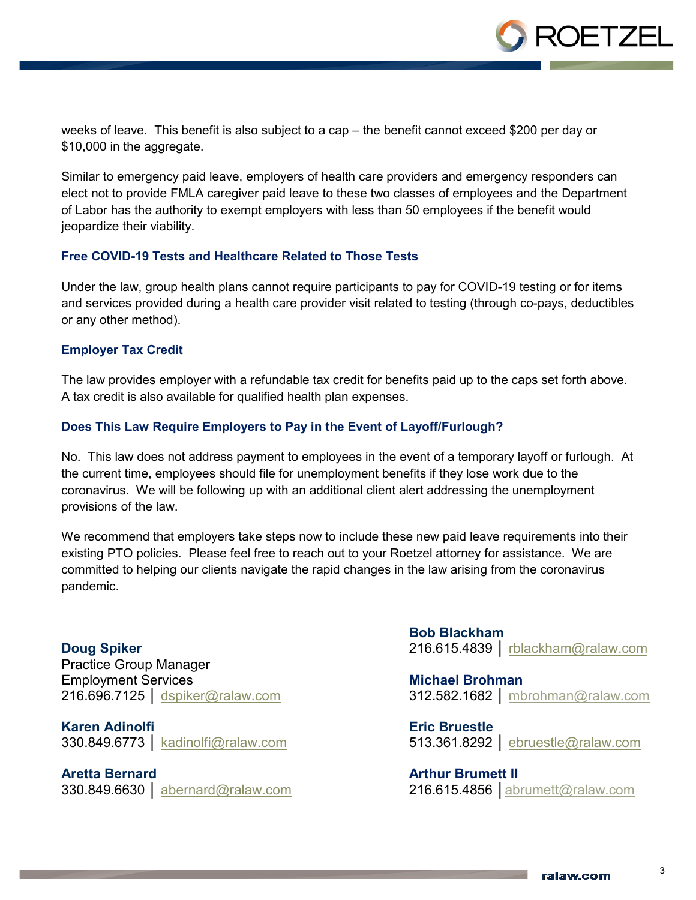weeks of leave. This benefit is also subject to a cap – the benefit cannot exceed $200 per day or $10,000 in the aggregate.

Similar to emergency paid leave, employers of health care providers and emergency responders can elect not to provide FMLA caregiver paid leave to these two classes of employees and the Department of Labor has the authority to exempt employers with less than 50 employees if the benefit would jeopardize their viability.

### Free COVID-19 Tests and Healthcare Related to Those Tests

Under the law, group health plans cannot require participants to pay for COVID-19 testing or for items and services provided during a health care provider visit related to testing (through co-pays, deductibles or any other method).

### Employer Tax Credit

The law provides employer with a refundable tax credit for benefits paid up to the caps set forth above. A tax credit is also available for qualified health plan expenses.

### Does This Law Require Employers to Pay in the Event of Layoff/Furlough?

No. This law does not address payment to employees in the event of a temporary layoff or furlough. At the current time, employees should file for unemployment benefits if they lose work due to the coronavirus. We will be following up with an additional client alert addressing the unemployment provisions of the law.

We recommend that employers take steps now to include these new paid leave requirements into their existing PTO policies. Please feel free to reach out to your Roetzel attorney for assistance. We are committed to helping our clients navigate the rapid changes in the law arising from the coronavirus pandemic.

**Doug Spiker**
Practice Group Manager
Employment Services
216.696.7125 | dspiker@ralaw.com

**Karen Adinolfi**
330.849.6773 | kadinolfi@ralaw.com

**Aretta Bernard**
330.849.6630 | abernard@ralaw.com

**Bob Blackham**
216.615.4839 | rblackham@ralaw.com

**Michael Brohman**
312.582.1682 | mbrohman@ralaw.com

**Eric Bruestle**
513.361.8292 | ebruestle@ralaw.com

**Arthur Brumett II**
216.615.4856 | abrumett@ralaw.com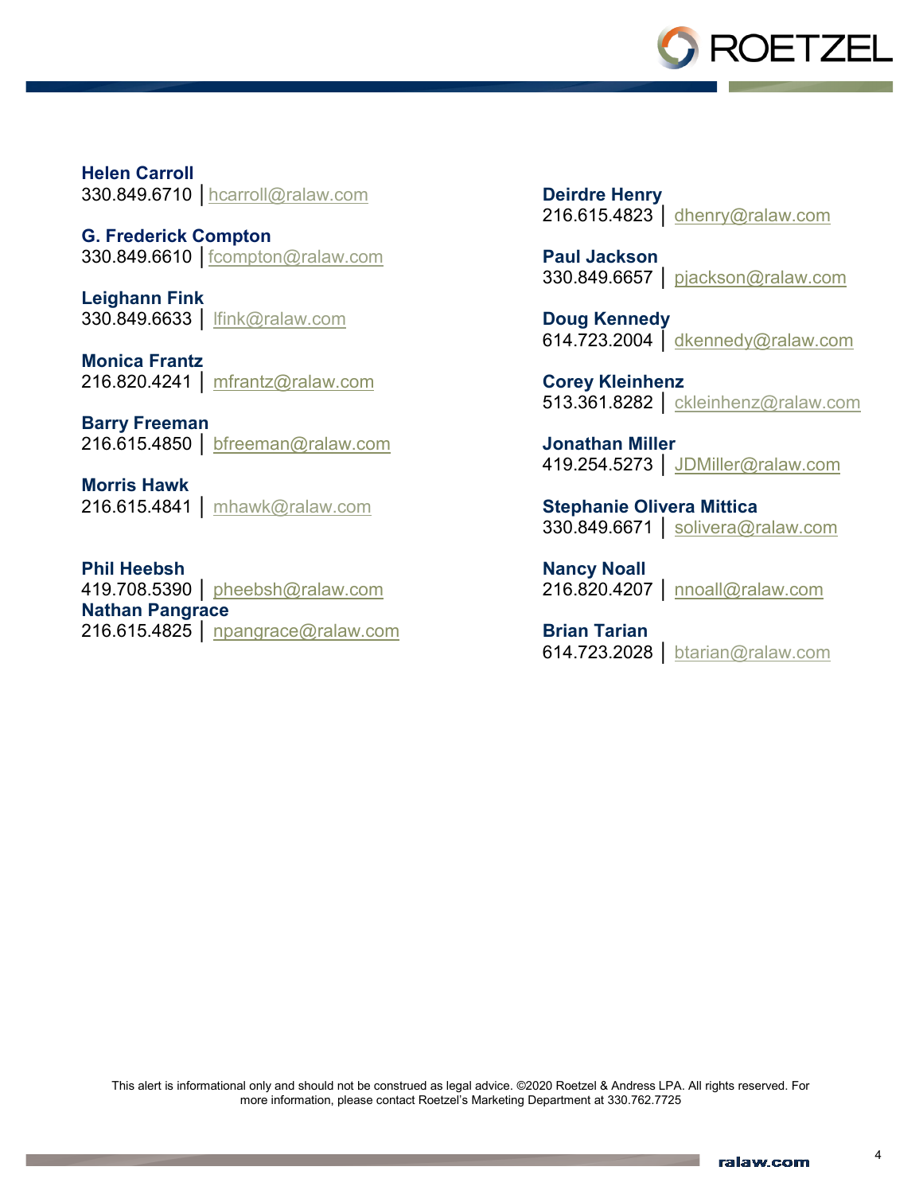**Helen Carroll**
330.849.6710 | hcarroll@ralaw.com

**G. Frederick Compton**
330.849.6610 | fcompton@ralaw.com

**Leighann Fink**
330.849.6633 | lfink@ralaw.com

**Monica Frantz**
216.820.4241 | mfrantz@ralaw.com

**Barry Freeman**
216.615.4850 | bfreeman@ralaw.com

**Morris Hawk**
216.615.4841 | mhawk@ralaw.com

**Phil Heebsh**
419.708.5390 | pheebsh@ralaw.com

**Nathan Pangrace**
216.615.4825 | npangrace@ralaw.com

**Deirdre Henry**
216.615.4823 | dhenry@ralaw.com

**Paul Jackson**
330.849.6657 | pjackson@ralaw.com

**Doug Kennedy**
614.723.2004 | dkennedy@ralaw.com

**Corey Kleinhenz**
513.361.8282 | ckleinhenz@ralaw.com

**Jonathan Miller**
419.254.5273 | JDMiller@ralaw.com

**Stephanie Olivera Mittica**
330.849.6671 | solivera@ralaw.com

**Nancy Noall**
216.820.4207 | nnoall@ralaw.com

**Brian Tarian**
614.723.2028 | btarian@ralaw.com

This alert is informational only and should not be construed as legal advice. ©2020 Roetzel & Andress LPA. All rights reserved. For more information, please contact Roetzel's Marketing Department at 330.762.7725